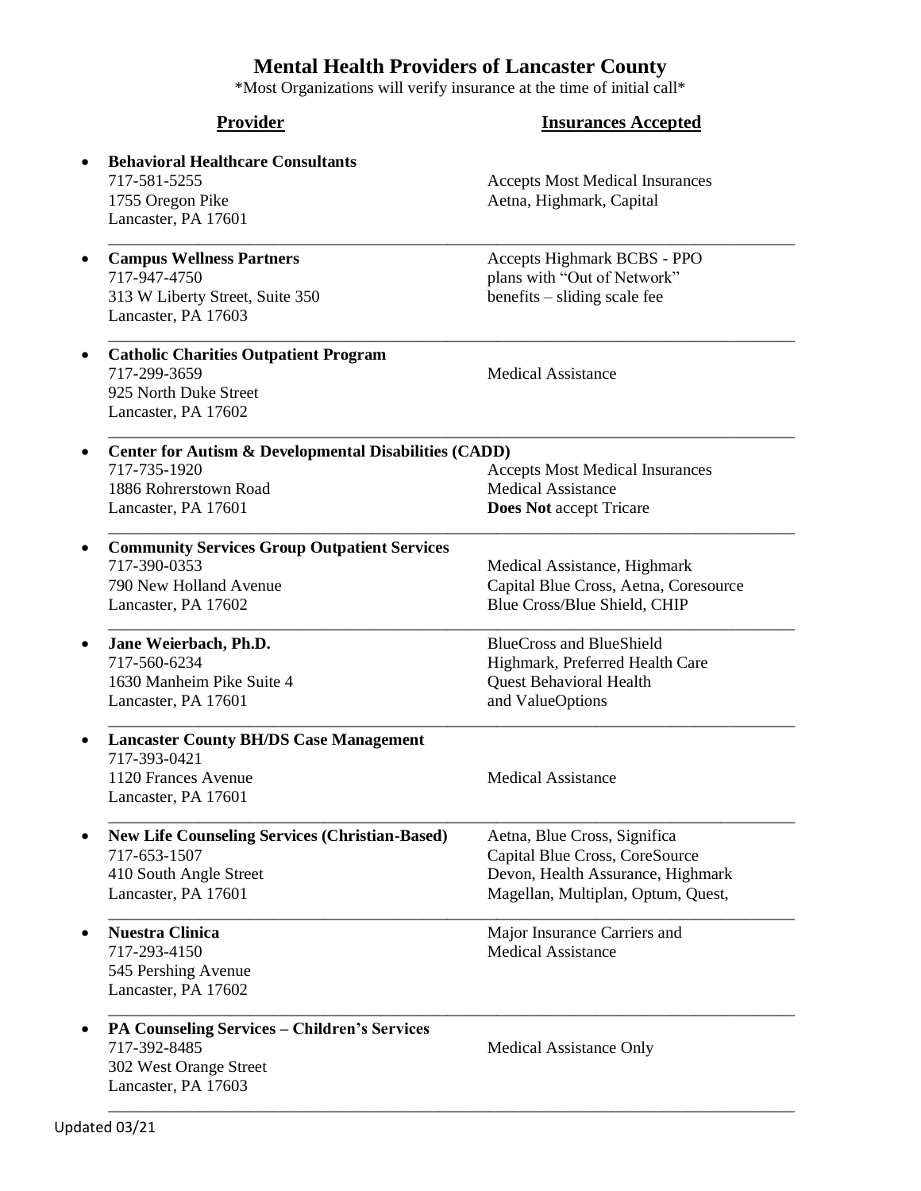# Mental Health Providers of Lancaster County

*Most Organizations will verify insurance at the time of initial call*

| Provider | Insurances Accepted |
|---|---|
| **Behavioral Healthcare Consultants**<br>717-581-5255<br>1755 Oregon Pike<br>Lancaster, PA 17601 | Accepts Most Medical Insurances<br>Aetna, Highmark, Capital |
| **Campus Wellness Partners**<br>717-947-4750<br>313 W Liberty Street, Suite 350<br>Lancaster, PA 17603 | Accepts Highmark BCBS - PPO plans with "Out of Network" benefits – sliding scale fee |
| **Catholic Charities Outpatient Program**<br>717-299-3659<br>925 North Duke Street<br>Lancaster, PA 17602 | Medical Assistance |
| **Center for Autism & Developmental Disabilities (CADD)**<br>717-735-1920<br>1886 Rohrerstown Road<br>Lancaster, PA 17601 | Accepts Most Medical Insurances<br>Medical Assistance<br>**Does Not** accept Tricare |
| **Community Services Group Outpatient Services**<br>717-390-0353<br>790 New Holland Avenue<br>Lancaster, PA 17602 | Medical Assistance, Highmark<br>Capital Blue Cross, Aetna, Coresource<br>Blue Cross/Blue Shield, CHIP |
| **Jane Weierbach, Ph.D.**<br>717-560-6234<br>1630 Manheim Pike Suite 4<br>Lancaster, PA 17601 | BlueCross and BlueShield<br>Highmark, Preferred Health Care<br>Quest Behavioral Health<br>and ValueOptions |
| **Lancaster County BH/DS Case Management**<br>717-393-0421<br>1120 Frances Avenue<br>Lancaster, PA 17601 | Medical Assistance |
| **New Life Counseling Services (Christian-Based)**<br>717-653-1507<br>410 South Angle Street<br>Lancaster, PA 17601 | Aetna, Blue Cross, Significa<br>Capital Blue Cross, CoreSource<br>Devon, Health Assurance, Highmark<br>Magellan, Multiplan, Optum, Quest, |
| **Nuestra Clinica**<br>717-293-4150<br>545 Pershing Avenue<br>Lancaster, PA 17602 | Major Insurance Carriers and<br>Medical Assistance |
| **PA Counseling Services – Children's Services**<br>717-392-8485<br>302 West Orange Street<br>Lancaster, PA 17603 | Medical Assistance Only |

Updated 03/21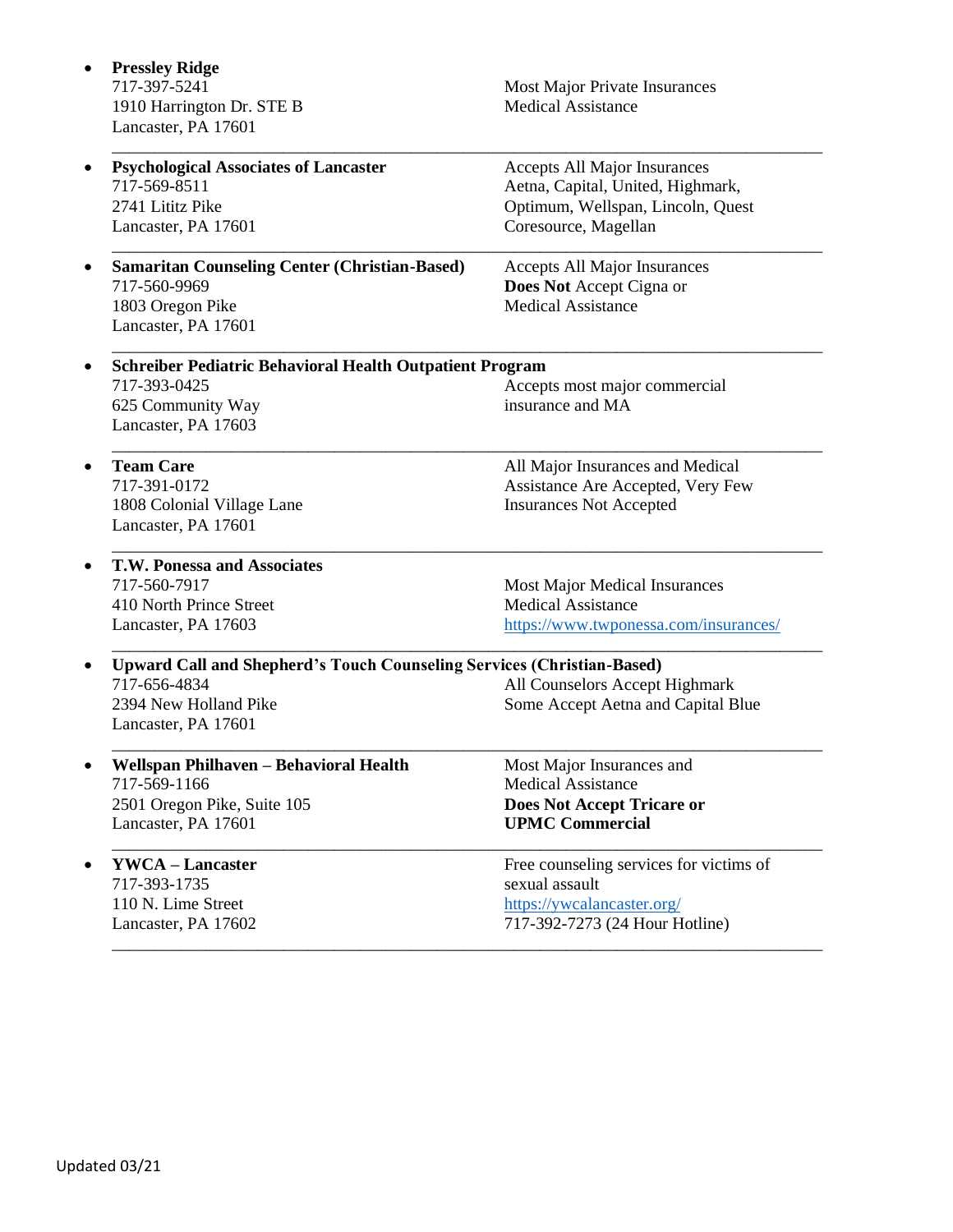- **Pressley Ridge**
  717-397-5241
  1910 Harrington Dr. STE B
  Lancaster, PA 17601

  Most Major Private Insurances
  Medical Assistance

---

- **Psychological Associates of Lancaster**
  717-569-8511
  2741 Lititz Pike
  Lancaster, PA 17601

  Accepts All Major Insurances
  Aetna, Capital, United, Highmark, Optimum, Wellspan, Lincoln, Quest Coresource, Magellan

---

- **Samaritan Counseling Center (Christian-Based)**
  717-560-9969
  1803 Oregon Pike
  Lancaster, PA 17601

  Accepts All Major Insurances
  **Does Not** Accept Cigna or Medical Assistance

---

- **Schreiber Pediatric Behavioral Health Outpatient Program**
  717-393-0425
  625 Community Way
  Lancaster, PA 17603

  Accepts most major commercial insurance and MA

---

- **Team Care**
  717-391-0172
  1808 Colonial Village Lane
  Lancaster, PA 17601

  All Major Insurances and Medical Assistance Are Accepted, Very Few Insurances Not Accepted

---

- **T.W. Ponessa and Associates**
  717-560-7917
  410 North Prince Street
  Lancaster, PA 17603

  Most Major Medical Insurances
  Medical Assistance
  https://www.twponessa.com/insurances/

---

- **Upward Call and Shepherd's Touch Counseling Services (Christian-Based)**
  717-656-4834
  2394 New Holland Pike
  Lancaster, PA 17601

  All Counselors Accept Highmark
  Some Accept Aetna and Capital Blue

---

- **Wellspan Philhaven – Behavioral Health**
  717-569-1166
  2501 Oregon Pike, Suite 105
  Lancaster, PA 17601

  Most Major Insurances and Medical Assistance
  **Does Not Accept Tricare or UPMC Commercial**

---

- **YWCA – Lancaster**
  717-393-1735
  110 N. Lime Street
  Lancaster, PA 17602

  Free counseling services for victims of sexual assault
  https://ywcalancaster.org/
  717-392-7273 (24 Hour Hotline)

---

Updated 03/21